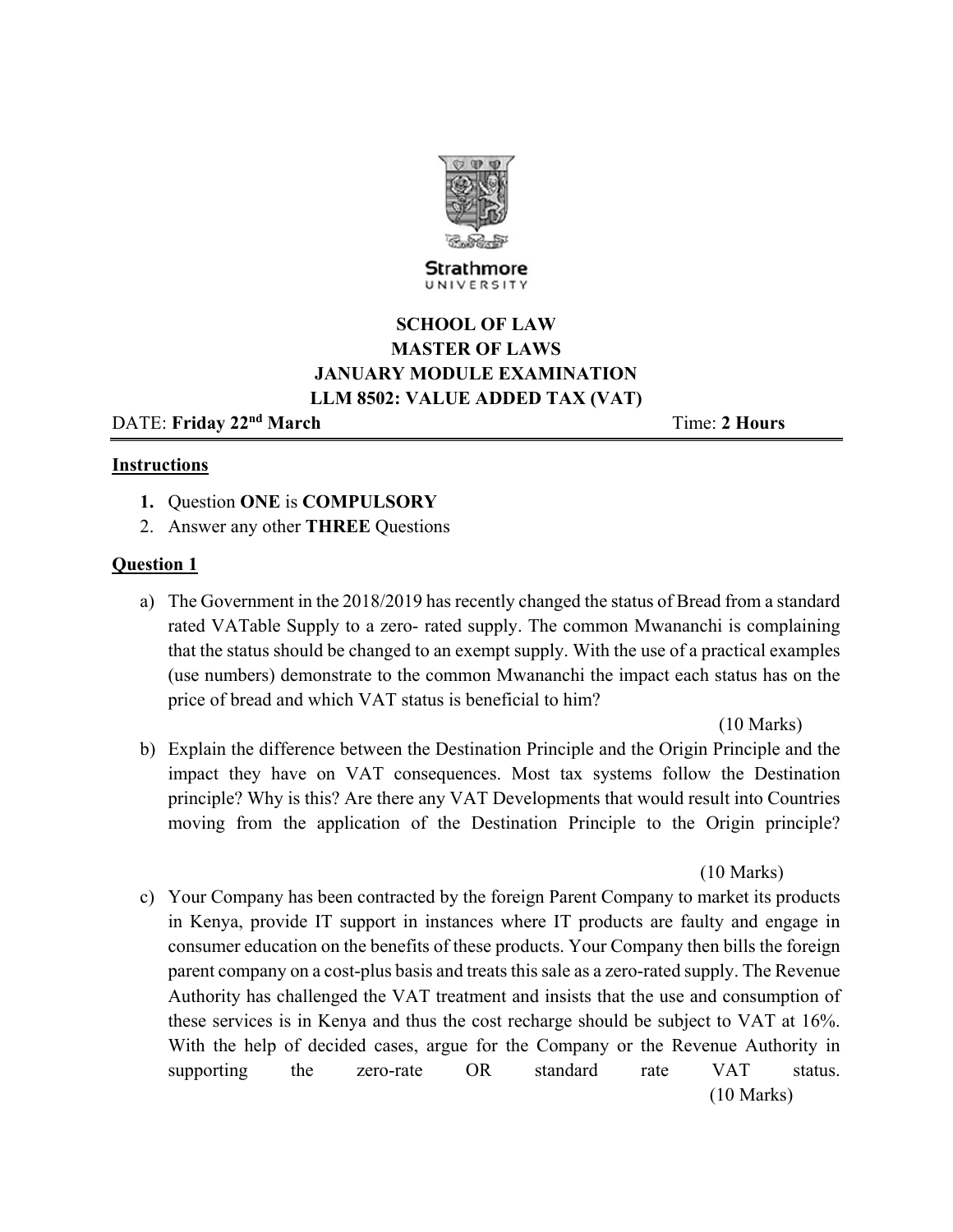Strathmore University

# SCHOOL OF LAW
## MASTER OF LAWS
## JANUARY MODULE EXAMINATION
## LLM 8502: VALUE ADDED TAX (VAT)

DATE: **Friday 22nd March** Time: **2 Hours**

**Instructions**

1. Question **ONE** is **COMPULSORY**
2. Answer any other **THREE** Questions

**Question 1**

a) The Government in the 2018/2019 has recently changed the status of Bread from a standard rated VATable Supply to a zero- rated supply. The common Mwananchi is complaining that the status should be changed to an exempt supply. With the use of a practical examples (use numbers) demonstrate to the common Mwananchi the impact each status has on the price of bread and which VAT status is beneficial to him?

(10 Marks)

b) Explain the difference between the Destination Principle and the Origin Principle and the impact they have on VAT consequences. Most tax systems follow the Destination principle? Why is this? Are there any VAT Developments that would result into Countries moving from the application of the Destination Principle to the Origin principle?

(10 Marks)

c) Your Company has been contracted by the foreign Parent Company to market its products in Kenya, provide IT support in instances where IT products are faulty and engage in consumer education on the benefits of these products. Your Company then bills the foreign parent company on a cost-plus basis and treats this sale as a zero-rated supply. The Revenue Authority has challenged the VAT treatment and insists that the use and consumption of these services is in Kenya and thus the cost recharge should be subject to VAT at 16%. With the help of decided cases, argue for the Company or the Revenue Authority in supporting the zero-rate OR standard rate VAT status.

(10 Marks)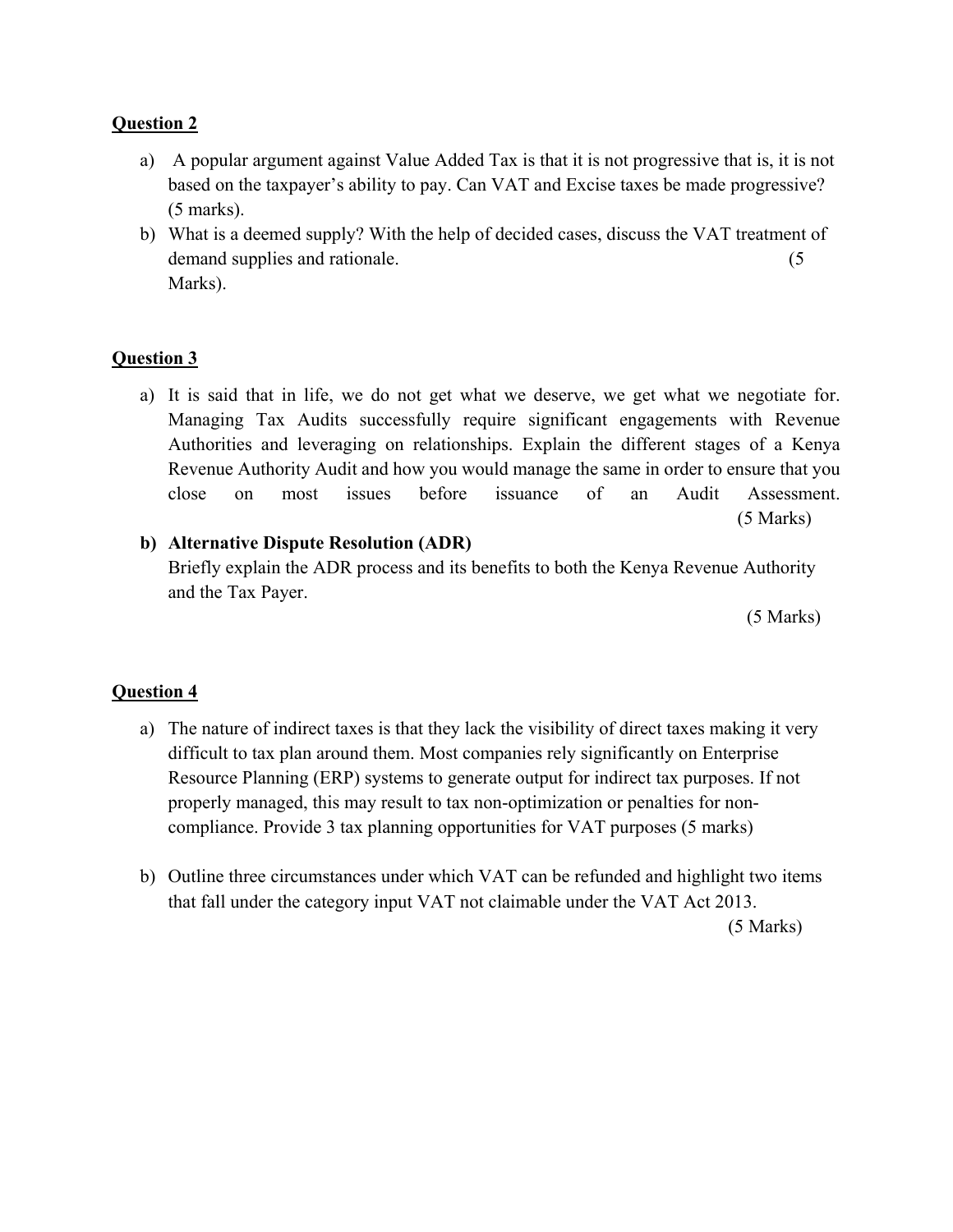## Question 2

a) A popular argument against Value Added Tax is that it is not progressive that is, it is not based on the taxpayer's ability to pay. Can VAT and Excise taxes be made progressive? (5 marks).

b) What is a deemed supply? With the help of decided cases, discuss the VAT treatment of demand supplies and rationale. (5 Marks).

## Question 3

a) It is said that in life, we do not get what we deserve, we get what we negotiate for. Managing Tax Audits successfully require significant engagements with Revenue Authorities and leveraging on relationships. Explain the different stages of a Kenya Revenue Authority Audit and how you would manage the same in order to ensure that you close on most issues before issuance of an Audit Assessment. (5 Marks)

b) **Alternative Dispute Resolution (ADR)**
Briefly explain the ADR process and its benefits to both the Kenya Revenue Authority and the Tax Payer.
(5 Marks)

## Question 4

a) The nature of indirect taxes is that they lack the visibility of direct taxes making it very difficult to tax plan around them. Most companies rely significantly on Enterprise Resource Planning (ERP) systems to generate output for indirect tax purposes. If not properly managed, this may result to tax non-optimization or penalties for non-compliance. Provide 3 tax planning opportunities for VAT purposes (5 marks)

b) Outline three circumstances under which VAT can be refunded and highlight two items that fall under the category input VAT not claimable under the VAT Act 2013.
(5 Marks)